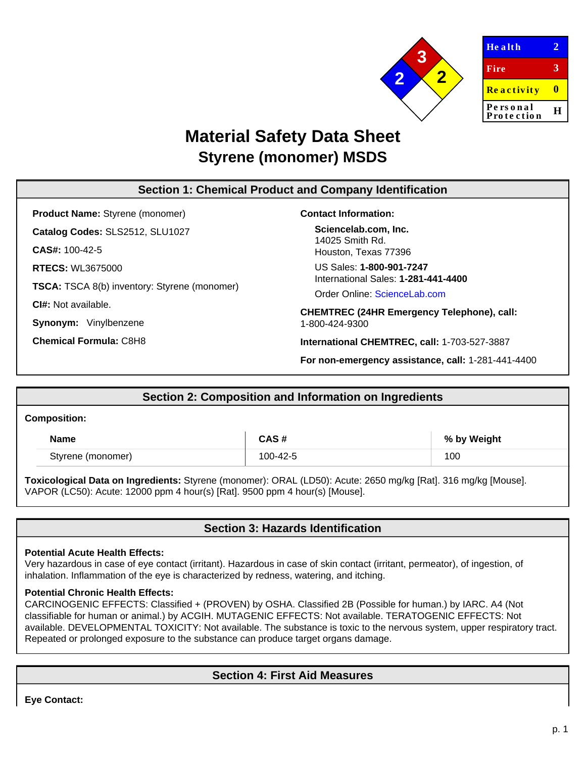| Health | 2 |
| --- | --- |
| Fire | 3 |
| Reactivity | 0 |
| Personal Protection | H |

# Material Safety Data Sheet
## Styrene (monomer) MSDS

## Section 1: Chemical Product and Company Identification

**Product Name:** Styrene (monomer)

**Catalog Codes:** SLS2512, SLU1027

**CAS#:** 100-42-5

**RTECS:** WL3675000

**TSCA:** TSCA 8(b) inventory: Styrene (monomer)

**CI#:** Not available.

**Synonym:** Vinylbenzene

**Chemical Formula:** C8H8

**Contact Information:**

**Sciencelab.com, Inc.**
14025 Smith Rd.
Houston, Texas 77396

US Sales: **1-800-901-7247**
International Sales: **1-281-441-4400**

Order Online: ScienceLab.com

**CHEMTREC (24HR Emergency Telephone), call:**
1-800-424-9300

**International CHEMTREC, call:** 1-703-527-3887

**For non-emergency assistance, call:** 1-281-441-4400

## Section 2: Composition and Information on Ingredients

**Composition:**

| Name | CAS # | % by Weight |
| --- | --- | --- |
| Styrene (monomer) | 100-42-5 | 100 |

**Toxicological Data on Ingredients:** Styrene (monomer): ORAL (LD50): Acute: 2650 mg/kg [Rat]. 316 mg/kg [Mouse]. VAPOR (LC50): Acute: 12000 ppm 4 hour(s) [Rat]. 9500 ppm 4 hour(s) [Mouse].

## Section 3: Hazards Identification

**Potential Acute Health Effects:**
Very hazardous in case of eye contact (irritant). Hazardous in case of skin contact (irritant, permeator), of ingestion, of inhalation. Inflammation of the eye is characterized by redness, watering, and itching.

**Potential Chronic Health Effects:**
CARCINOGENIC EFFECTS: Classified + (PROVEN) by OSHA. Classified 2B (Possible for human.) by IARC. A4 (Not classifiable for human or animal.) by ACGIH. MUTAGENIC EFFECTS: Not available. TERATOGENIC EFFECTS: Not available. DEVELOPMENTAL TOXICITY: Not available. The substance is toxic to the nervous system, upper respiratory tract. Repeated or prolonged exposure to the substance can produce target organs damage.

## Section 4: First Aid Measures

**Eye Contact:**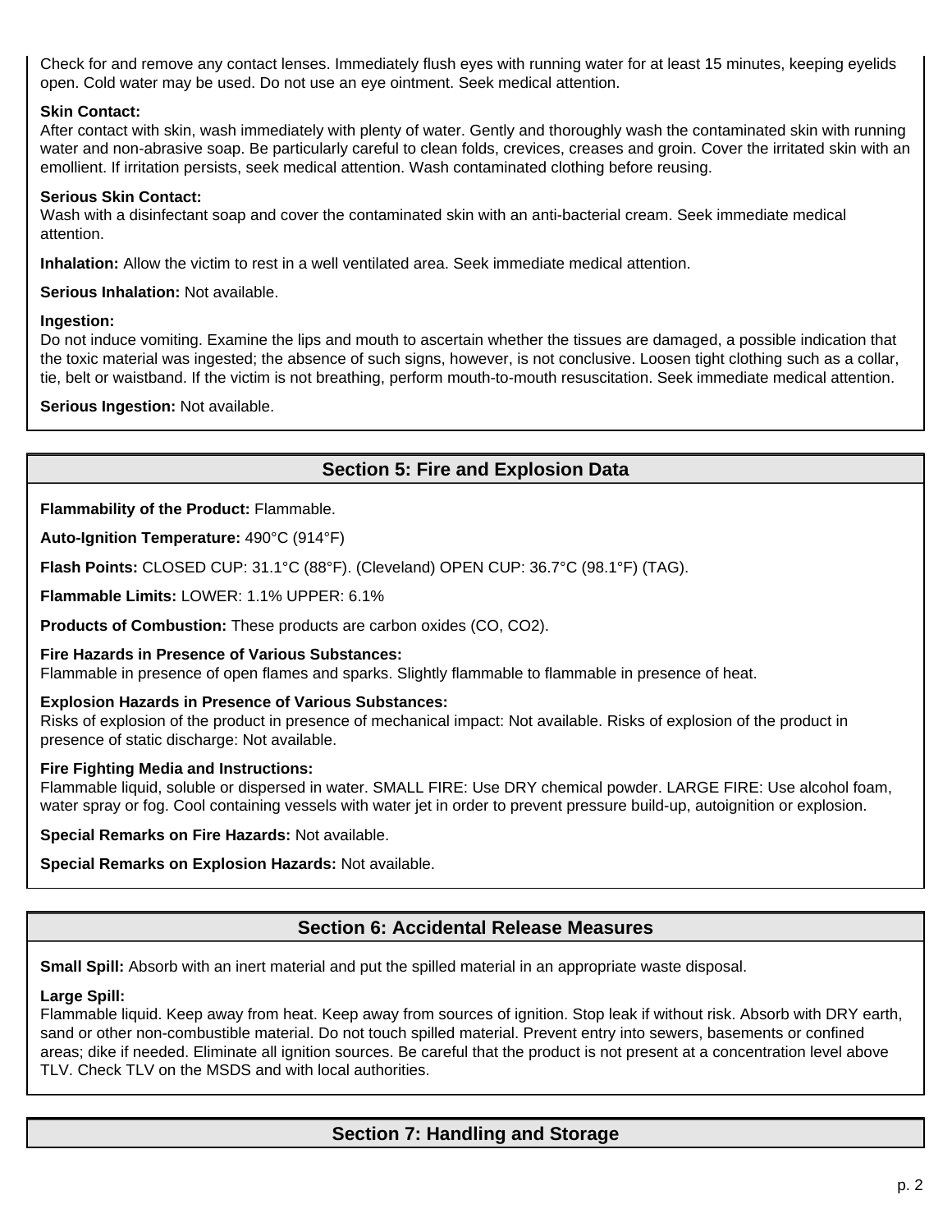Check for and remove any contact lenses. Immediately flush eyes with running water for at least 15 minutes, keeping eyelids open. Cold water may be used. Do not use an eye ointment. Seek medical attention.

**Skin Contact:**
After contact with skin, wash immediately with plenty of water. Gently and thoroughly wash the contaminated skin with running water and non-abrasive soap. Be particularly careful to clean folds, crevices, creases and groin. Cover the irritated skin with an emollient. If irritation persists, seek medical attention. Wash contaminated clothing before reusing.

**Serious Skin Contact:**
Wash with a disinfectant soap and cover the contaminated skin with an anti-bacterial cream. Seek immediate medical attention.

**Inhalation:** Allow the victim to rest in a well ventilated area. Seek immediate medical attention.

**Serious Inhalation:** Not available.

**Ingestion:**
Do not induce vomiting. Examine the lips and mouth to ascertain whether the tissues are damaged, a possible indication that the toxic material was ingested; the absence of such signs, however, is not conclusive. Loosen tight clothing such as a collar, tie, belt or waistband. If the victim is not breathing, perform mouth-to-mouth resuscitation. Seek immediate medical attention.

**Serious Ingestion:** Not available.

## Section 5: Fire and Explosion Data

**Flammability of the Product:** Flammable.

**Auto-Ignition Temperature:** 490°C (914°F)

**Flash Points:** CLOSED CUP: 31.1°C (88°F). (Cleveland) OPEN CUP: 36.7°C (98.1°F) (TAG).

**Flammable Limits:** LOWER: 1.1% UPPER: 6.1%

**Products of Combustion:** These products are carbon oxides (CO, $CO_2$).

**Fire Hazards in Presence of Various Substances:**
Flammable in presence of open flames and sparks. Slightly flammable to flammable in presence of heat.

**Explosion Hazards in Presence of Various Substances:**
Risks of explosion of the product in presence of mechanical impact: Not available. Risks of explosion of the product in presence of static discharge: Not available.

**Fire Fighting Media and Instructions:**
Flammable liquid, soluble or dispersed in water. SMALL FIRE: Use DRY chemical powder. LARGE FIRE: Use alcohol foam, water spray or fog. Cool containing vessels with water jet in order to prevent pressure build-up, autoignition or explosion.

**Special Remarks on Fire Hazards:** Not available.

**Special Remarks on Explosion Hazards:** Not available.

## Section 6: Accidental Release Measures

**Small Spill:** Absorb with an inert material and put the spilled material in an appropriate waste disposal.

**Large Spill:**
Flammable liquid. Keep away from heat. Keep away from sources of ignition. Stop leak if without risk. Absorb with DRY earth, sand or other non-combustible material. Do not touch spilled material. Prevent entry into sewers, basements or confined areas; dike if needed. Eliminate all ignition sources. Be careful that the product is not present at a concentration level above TLV. Check TLV on the MSDS and with local authorities.

## Section 7: Handling and Storage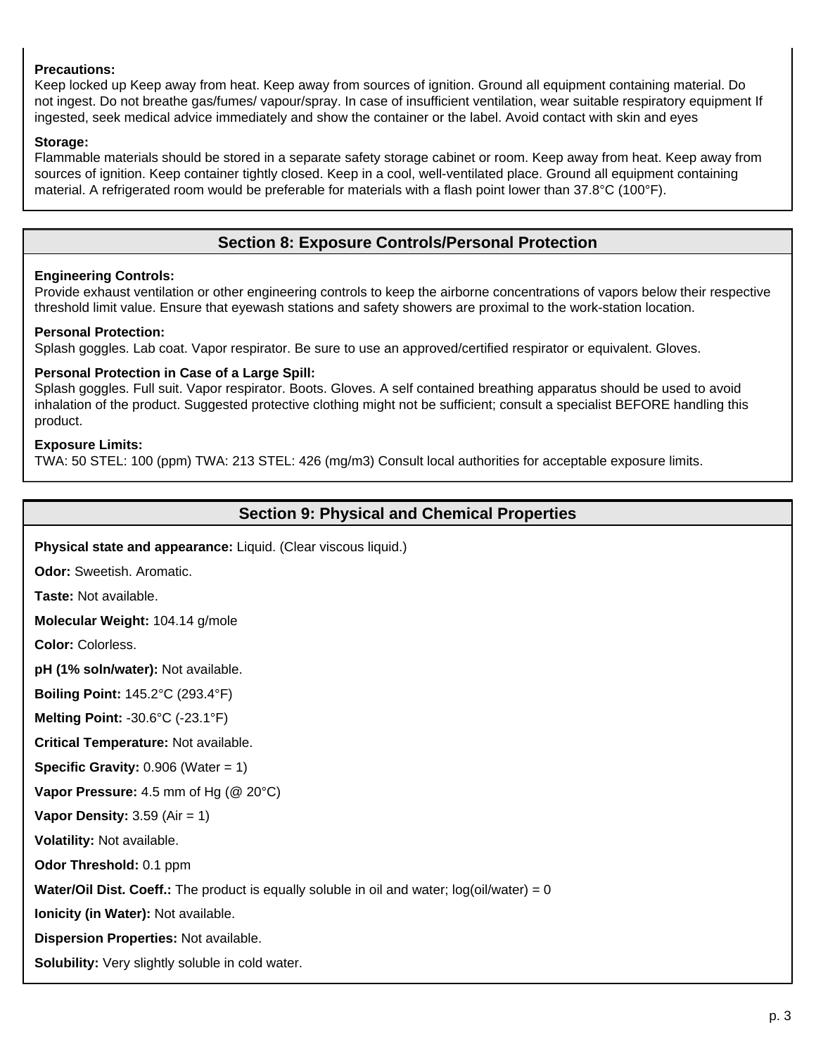**Precautions:**
Keep locked up Keep away from heat. Keep away from sources of ignition. Ground all equipment containing material. Do not ingest. Do not breathe gas/fumes/ vapour/spray. In case of insufficient ventilation, wear suitable respiratory equipment If ingested, seek medical advice immediately and show the container or the label. Avoid contact with skin and eyes

**Storage:**
Flammable materials should be stored in a separate safety storage cabinet or room. Keep away from heat. Keep away from sources of ignition. Keep container tightly closed. Keep in a cool, well-ventilated place. Ground all equipment containing material. A refrigerated room would be preferable for materials with a flash point lower than 37.8°C (100°F).

## Section 8: Exposure Controls/Personal Protection

**Engineering Controls:**
Provide exhaust ventilation or other engineering controls to keep the airborne concentrations of vapors below their respective threshold limit value. Ensure that eyewash stations and safety showers are proximal to the work-station location.

**Personal Protection:**
Splash goggles. Lab coat. Vapor respirator. Be sure to use an approved/certified respirator or equivalent. Gloves.

**Personal Protection in Case of a Large Spill:**
Splash goggles. Full suit. Vapor respirator. Boots. Gloves. A self contained breathing apparatus should be used to avoid inhalation of the product. Suggested protective clothing might not be sufficient; consult a specialist BEFORE handling this product.

**Exposure Limits:**
TWA: 50 STEL: 100 (ppm) TWA: 213 STEL: 426 (mg/m3) Consult local authorities for acceptable exposure limits.

## Section 9: Physical and Chemical Properties

**Physical state and appearance:** Liquid. (Clear viscous liquid.)

**Odor:** Sweetish. Aromatic.

**Taste:** Not available.

**Molecular Weight:** 104.14 g/mole

**Color:** Colorless.

**pH (1% soln/water):** Not available.

**Boiling Point:** 145.2°C (293.4°F)

**Melting Point:** -30.6°C (-23.1°F)

**Critical Temperature:** Not available.

**Specific Gravity:** 0.906 (Water = 1)

**Vapor Pressure:** 4.5 mm of Hg (@ 20°C)

**Vapor Density:** 3.59 (Air = 1)

**Volatility:** Not available.

**Odor Threshold:** 0.1 ppm

**Water/Oil Dist. Coeff.:** The product is equally soluble in oil and water; log(oil/water) = 0

**Ionicity (in Water):** Not available.

**Dispersion Properties:** Not available.

**Solubility:** Very slightly soluble in cold water.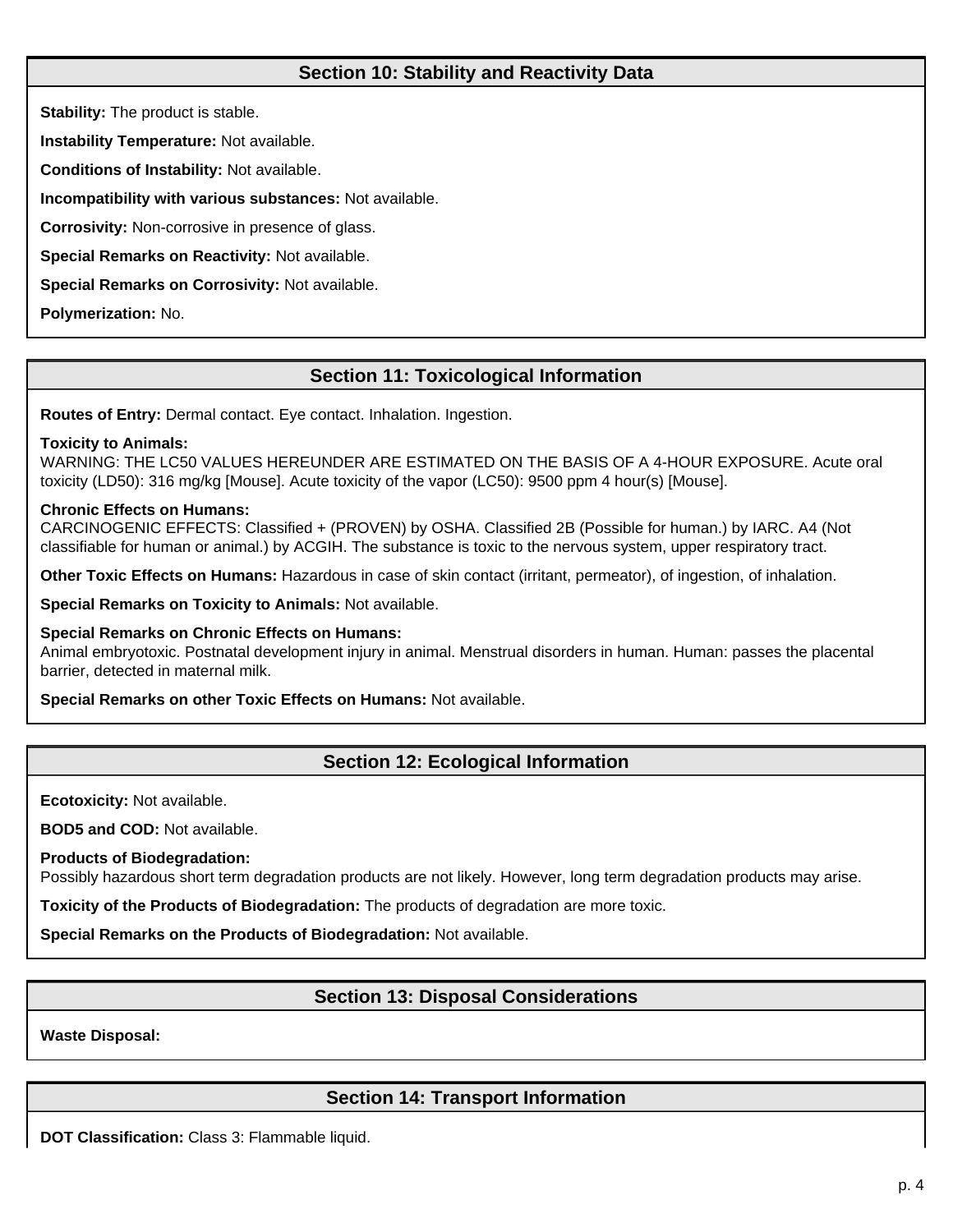## Section 10: Stability and Reactivity Data

**Stability:** The product is stable.

**Instability Temperature:** Not available.

**Conditions of Instability:** Not available.

**Incompatibility with various substances:** Not available.

**Corrosivity:** Non-corrosive in presence of glass.

**Special Remarks on Reactivity:** Not available.

**Special Remarks on Corrosivity:** Not available.

**Polymerization:** No.

## Section 11: Toxicological Information

**Routes of Entry:** Dermal contact. Eye contact. Inhalation. Ingestion.

**Toxicity to Animals:**
WARNING: THE LC50 VALUES HEREUNDER ARE ESTIMATED ON THE BASIS OF A 4-HOUR EXPOSURE. Acute oral toxicity (LD50): 316 mg/kg [Mouse]. Acute toxicity of the vapor (LC50): 9500 ppm 4 hour(s) [Mouse].

**Chronic Effects on Humans:**
CARCINOGENIC EFFECTS: Classified + (PROVEN) by OSHA. Classified 2B (Possible for human.) by IARC. A4 (Not classifiable for human or animal.) by ACGIH. The substance is toxic to the nervous system, upper respiratory tract.

**Other Toxic Effects on Humans:** Hazardous in case of skin contact (irritant, permeator), of ingestion, of inhalation.

**Special Remarks on Toxicity to Animals:** Not available.

**Special Remarks on Chronic Effects on Humans:**
Animal embryotoxic. Postnatal development injury in animal. Menstrual disorders in human. Human: passes the placental barrier, detected in maternal milk.

**Special Remarks on other Toxic Effects on Humans:** Not available.

## Section 12: Ecological Information

**Ecotoxicity:** Not available.

**BOD5 and COD:** Not available.

**Products of Biodegradation:**
Possibly hazardous short term degradation products are not likely. However, long term degradation products may arise.

**Toxicity of the Products of Biodegradation:** The products of degradation are more toxic.

**Special Remarks on the Products of Biodegradation:** Not available.

## Section 13: Disposal Considerations

**Waste Disposal:**

## Section 14: Transport Information

**DOT Classification:** Class 3: Flammable liquid.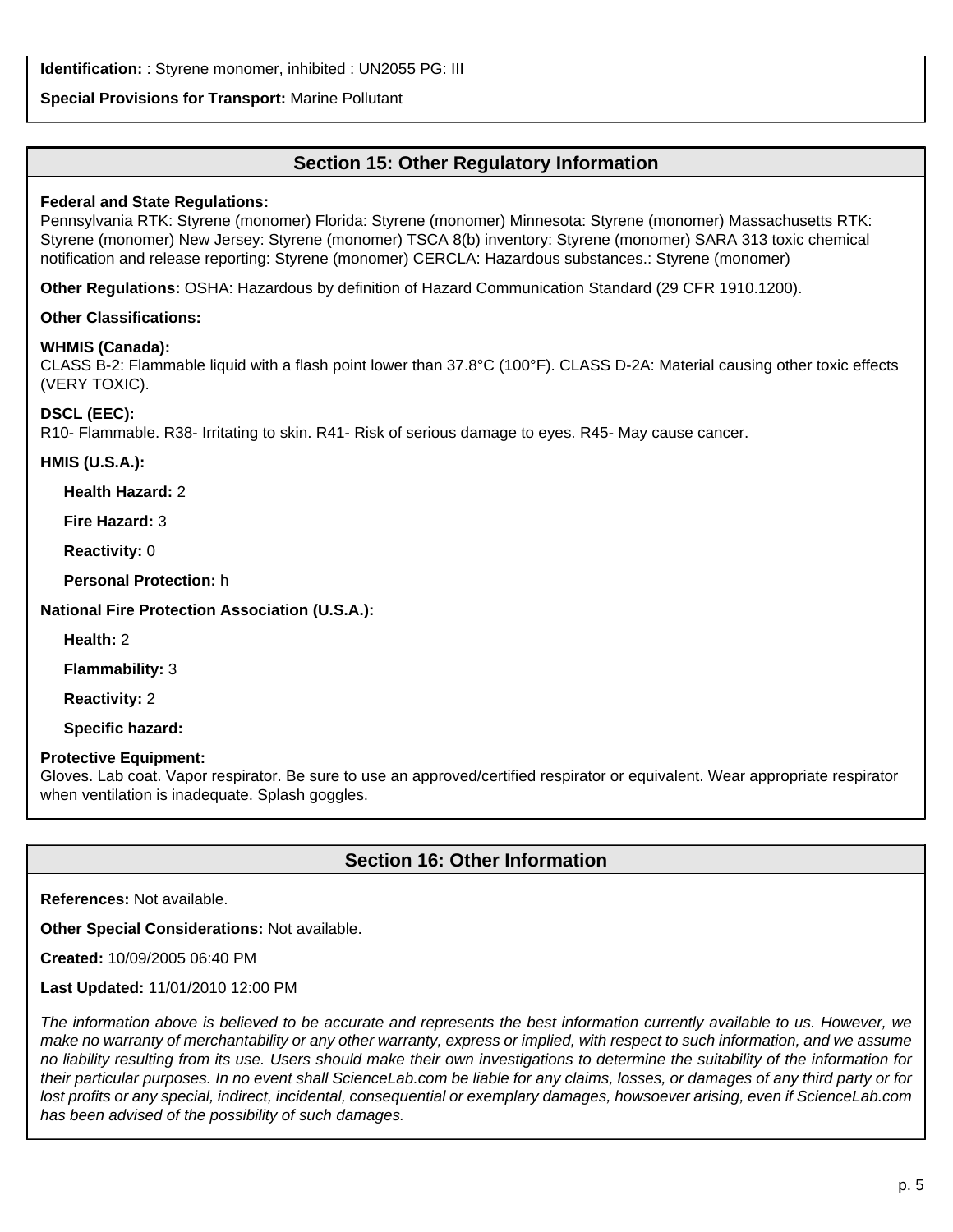**Identification:** : Styrene monomer, inhibited : UN2055 PG: III

**Special Provisions for Transport:** Marine Pollutant

## Section 15: Other Regulatory Information

**Federal and State Regulations:**
Pennsylvania RTK: Styrene (monomer) Florida: Styrene (monomer) Minnesota: Styrene (monomer) Massachusetts RTK: Styrene (monomer) New Jersey: Styrene (monomer) TSCA 8(b) inventory: Styrene (monomer) SARA 313 toxic chemical notification and release reporting: Styrene (monomer) CERCLA: Hazardous substances.: Styrene (monomer)

**Other Regulations:** OSHA: Hazardous by definition of Hazard Communication Standard (29 CFR 1910.1200).

**Other Classifications:**

**WHMIS (Canada):**
CLASS B-2: Flammable liquid with a flash point lower than 37.8°C (100°F). CLASS D-2A: Material causing other toxic effects (VERY TOXIC).

**DSCL (EEC):**
R10- Flammable. R38- Irritating to skin. R41- Risk of serious damage to eyes. R45- May cause cancer.

**HMIS (U.S.A.):**

**Health Hazard:** 2

**Fire Hazard:** 3

**Reactivity:** 0

**Personal Protection:** h

**National Fire Protection Association (U.S.A.):**

**Health:** 2

**Flammability:** 3

**Reactivity:** 2

**Specific hazard:**

**Protective Equipment:**
Gloves. Lab coat. Vapor respirator. Be sure to use an approved/certified respirator or equivalent. Wear appropriate respirator when ventilation is inadequate. Splash goggles.

## Section 16: Other Information

**References:** Not available.

**Other Special Considerations:** Not available.

**Created:** 10/09/2005 06:40 PM

**Last Updated:** 11/01/2010 12:00 PM

*The information above is believed to be accurate and represents the best information currently available to us. However, we make no warranty of merchantability or any other warranty, express or implied, with respect to such information, and we assume no liability resulting from its use. Users should make their own investigations to determine the suitability of the information for their particular purposes. In no event shall ScienceLab.com be liable for any claims, losses, or damages of any third party or for lost profits or any special, indirect, incidental, consequential or exemplary damages, howsoever arising, even if ScienceLab.com has been advised of the possibility of such damages.*